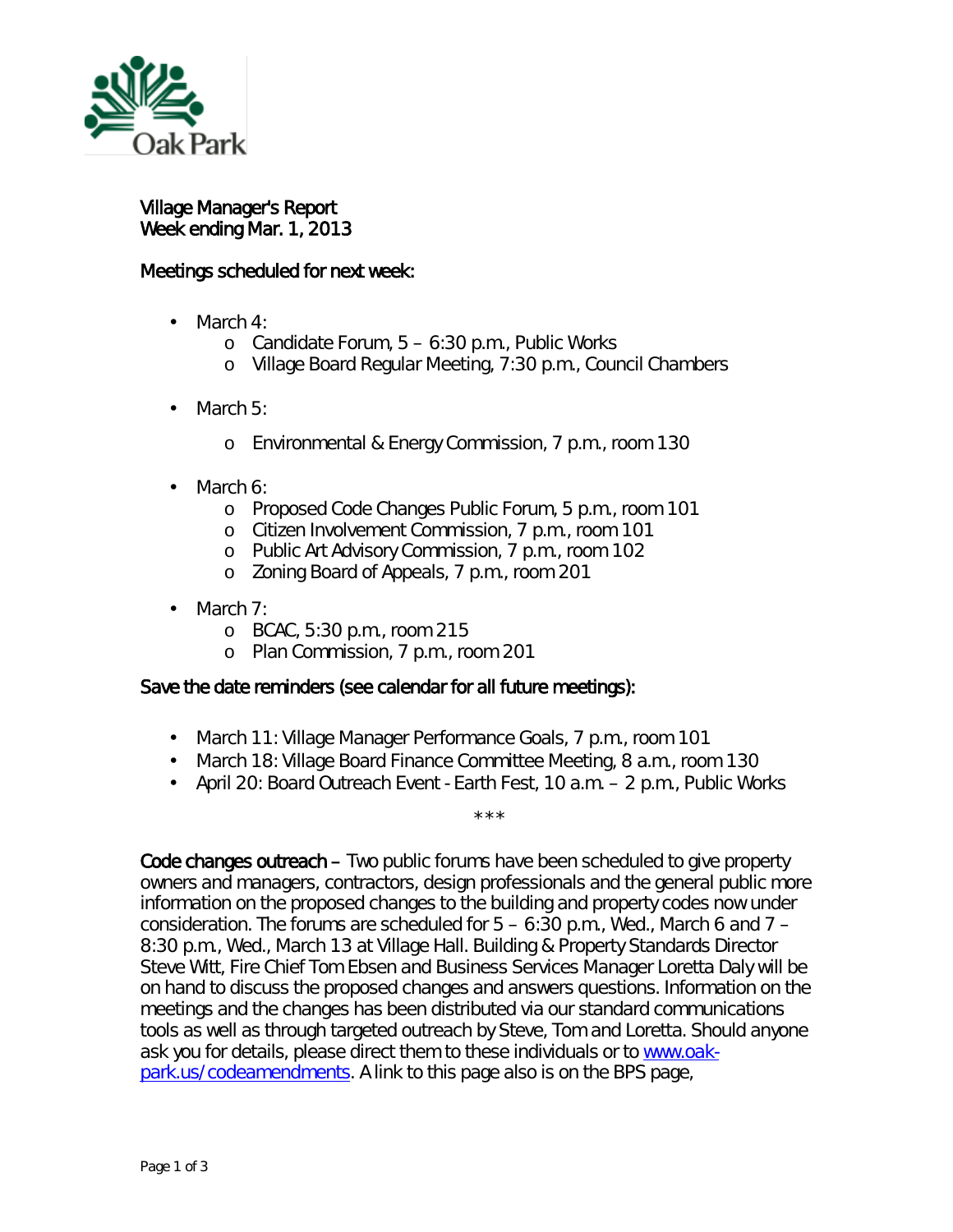Oak Park

# Village Manager's Report
Week ending Mar. 1, 2013

## Meetings scheduled for next week:

- March 4:
  - Candidate Forum, 5 – 6:30 p.m., Public Works
  - Village Board Regular Meeting, 7:30 p.m., Council Chambers
- March 5:
  - Environmental & Energy Commission, 7 p.m., room 130
- March 6:
  - Proposed Code Changes Public Forum, 5 p.m., room 101
  - Citizen Involvement Commission, 7 p.m., room 101
  - Public Art Advisory Commission, 7 p.m., room 102
  - Zoning Board of Appeals, 7 p.m., room 201
- March 7:
  - BCAC, 5:30 p.m., room 215
  - Plan Commission, 7 p.m., room 201

## Save the date reminders (see calendar for all future meetings):

- March 11: Village Manager Performance Goals, 7 p.m., room 101
- March 18: Village Board Finance Committee Meeting, 8 a.m., room 130
- April 20: Board Outreach Event - Earth Fest, 10 a.m. – 2 p.m., Public Works

\*\*\*

**Code changes outreach** – Two public forums have been scheduled to give property owners and managers, contractors, design professionals and the general public more information on the proposed changes to the building and property codes now under consideration. The forums are scheduled for 5 – 6:30 p.m., Wed., March 6 and 7 – 8:30 p.m., Wed., March 13 at Village Hall. Building & Property Standards Director Steve Witt, Fire Chief Tom Ebsen and Business Services Manager Loretta Daly will be on hand to discuss the proposed changes and answers questions. Information on the meetings and the changes has been distributed via our standard communications tools as well as through targeted outreach by Steve, Tom and Loretta. Should anyone ask you for details, please direct them to these individuals or to [www.oak-park.us/codeamendments](http://www.oak-park.us/codeamendments). A link to this page also is on the BPS page,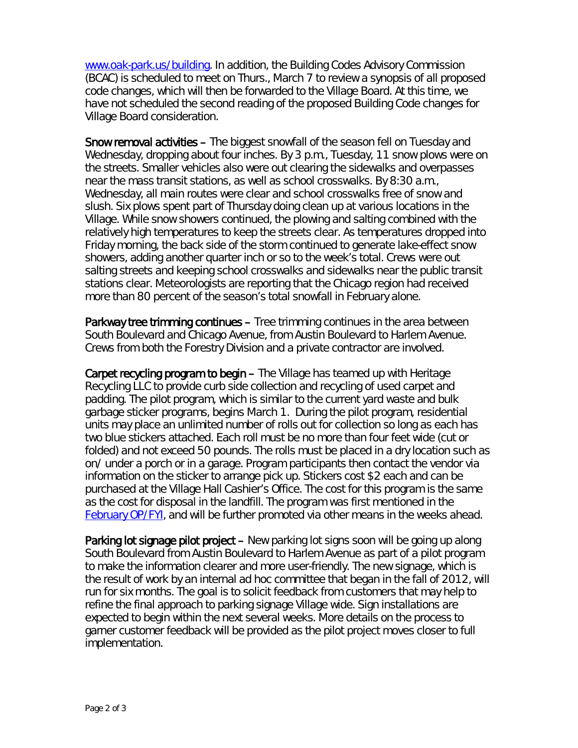[www.oak-park.us/building](www.oak-park.us/building). In addition, the Building Codes Advisory Commission (BCAC) is scheduled to meet on Thurs., March 7 to review a synopsis of all proposed code changes, which will then be forwarded to the Village Board. At this time, we have not scheduled the second reading of the proposed Building Code changes for Village Board consideration.

**Snow removal activities** – The biggest snowfall of the season fell on Tuesday and Wednesday, dropping about four inches. By 3 p.m., Tuesday, 11 snow plows were on the streets. Smaller vehicles also were out clearing the sidewalks and overpasses near the mass transit stations, as well as school crosswalks. By 8:30 a.m., Wednesday, all main routes were clear and school crosswalks free of snow and slush. Six plows spent part of Thursday doing clean up at various locations in the Village. While snow showers continued, the plowing and salting combined with the relatively high temperatures to keep the streets clear. As temperatures dropped into Friday morning, the back side of the storm continued to generate lake-effect snow showers, adding another quarter inch or so to the week's total. Crews were out salting streets and keeping school crosswalks and sidewalks near the public transit stations clear. Meteorologists are reporting that the Chicago region had received more than 80 percent of the season's total snowfall in February alone.

**Parkway tree trimming continues** – Tree trimming continues in the area between South Boulevard and Chicago Avenue, from Austin Boulevard to Harlem Avenue. Crews from both the Forestry Division and a private contractor are involved.

**Carpet recycling program to begin** – The Village has teamed up with Heritage Recycling LLC to provide curb side collection and recycling of used carpet and padding. The pilot program, which is similar to the current yard waste and bulk garbage sticker programs, begins March 1. During the pilot program, residential units may place an unlimited number of rolls out for collection so long as each has two blue stickers attached. Each roll must be no more than four feet wide (cut or folded) and not exceed 50 pounds. The rolls must be placed in a dry location such as on/ under a porch or in a garage. Program participants then contact the vendor via information on the sticker to arrange pick up. Stickers cost $2 each and can be purchased at the Village Hall Cashier's Office. The cost for this program is the same as the cost for disposal in the landfill. The program was first mentioned in the [February OP/FYI](February OP/FYI), and will be further promoted via other means in the weeks ahead.

**Parking lot signage pilot project** – New parking lot signs soon will be going up along South Boulevard from Austin Boulevard to Harlem Avenue as part of a pilot program to make the information clearer and more user-friendly. The new signage, which is the result of work by an internal ad hoc committee that began in the fall of 2012, will run for six months. The goal is to solicit feedback from customers that may help to refine the final approach to parking signage Village wide. Sign installations are expected to begin within the next several weeks. More details on the process to garner customer feedback will be provided as the pilot project moves closer to full implementation.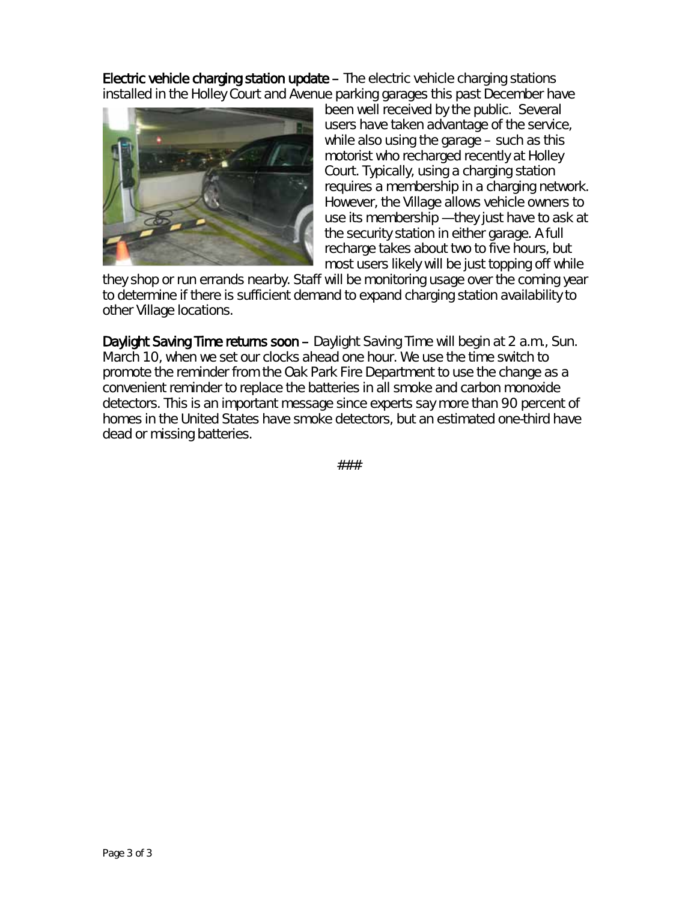**Electric vehicle charging station update** – The electric vehicle charging stations installed in the Holley Court and Avenue parking garages this past December have been well received by the public. Several users have taken advantage of the service, while also using the garage – such as this motorist who recharged recently at Holley Court. Typically, using a charging station requires a membership in a charging network. However, the Village allows vehicle owners to use its membership —they just have to ask at the security station in either garage. A full recharge takes about two to five hours, but most users likely will be just topping off while they shop or run errands nearby. Staff will be monitoring usage over the coming year to determine if there is sufficient demand to expand charging station availability to other Village locations.

**Daylight Saving Time returns soon** – Daylight Saving Time will begin at 2 a.m., Sun. March 10, when we set our clocks ahead one hour. We use the time switch to promote the reminder from the Oak Park Fire Department to use the change as a convenient reminder to replace the batteries in all smoke and carbon monoxide detectors. This is an important message since experts say more than 90 percent of homes in the United States have smoke detectors, but an estimated one-third have dead or missing batteries.

###